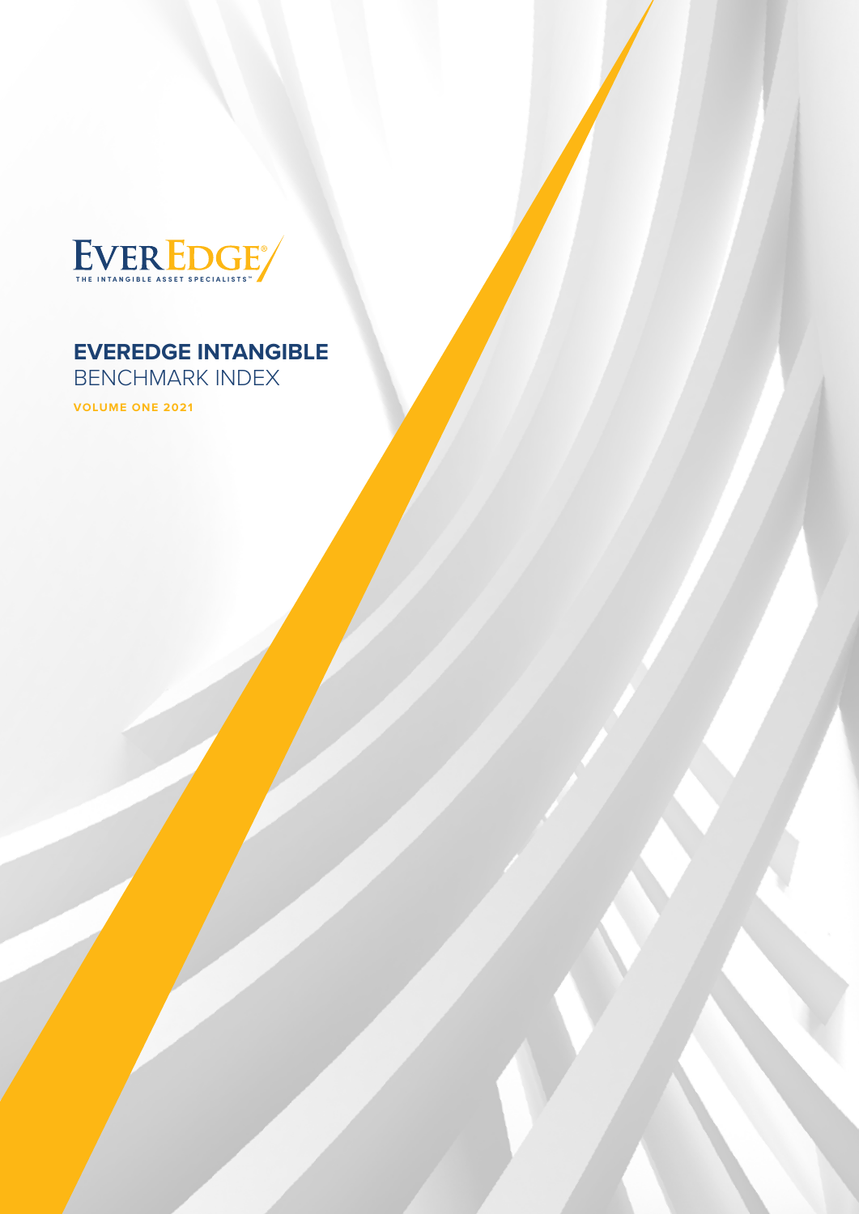EVEREDGE®

THE INTANGIBLE ASSET SPECIALISTS™

# EVEREDGE INTANGIBLE BENCHMARK INDEX

**VOLUME ONE 2021**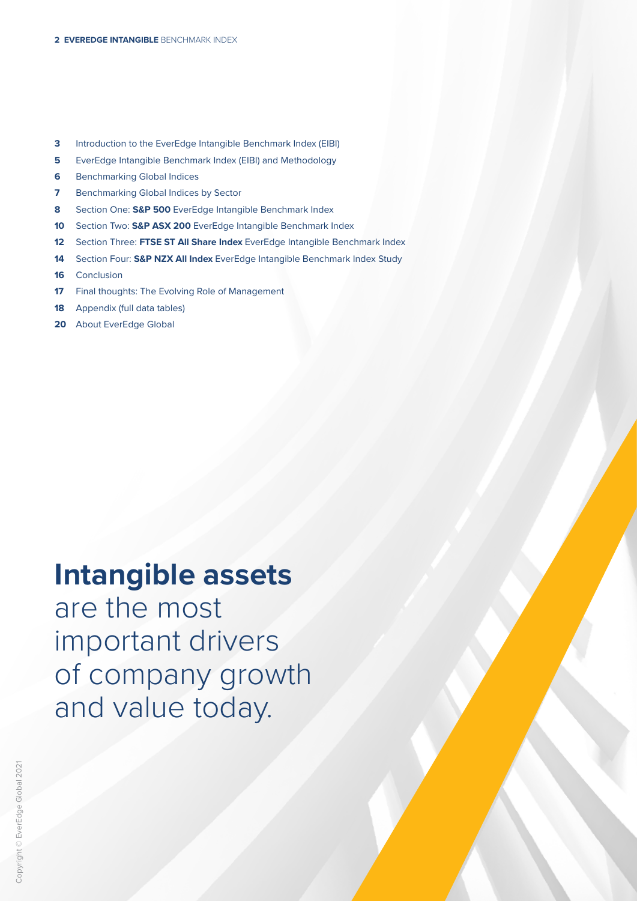- **3** Introduction to the EverEdge Intangible Benchmark Index (EIBI)
- **5** EverEdge Intangible Benchmark Index (EIBI) and Methodology
- **6** Benchmarking Global Indices
- **7** Benchmarking Global Indices by Sector
- **8** Section One: **S&P 500** EverEdge Intangible Benchmark Index
- **10** Section Two: **S&P ASX 200** EverEdge Intangible Benchmark Index
- **12** Section Three: **FTSE ST All Share Index** EverEdge Intangible Benchmark Index
- **14** Section Four: **S&P NZX All Index** EverEdge Intangible Benchmark Index Study
- **16** Conclusion
- **17** Final thoughts: The Evolving Role of Management
- **18** Appendix (full data tables)
- **20** About EverEdge Global

**Intangible assets** are the most important drivers of company growth and value today.

Copyright © EverEdge Global 2021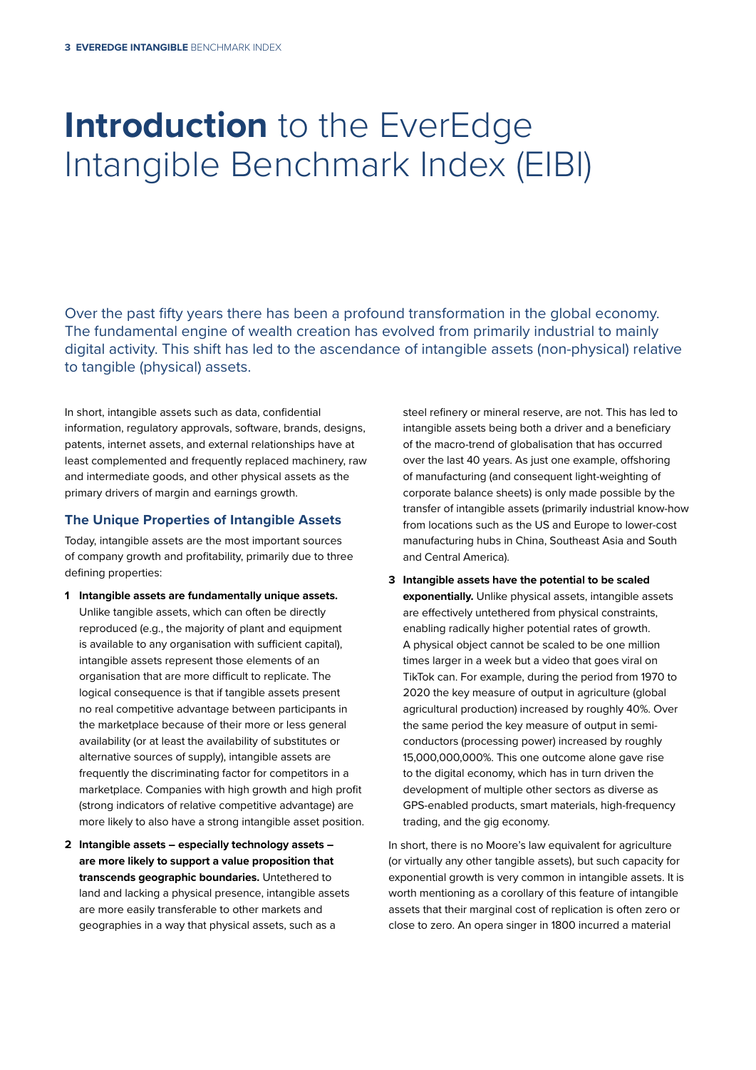# **Introduction** to the EverEdge Intangible Benchmark Index (EIBI)

Over the past fifty years there has been a profound transformation in the global economy. The fundamental engine of wealth creation has evolved from primarily industrial to mainly digital activity. This shift has led to the ascendance of intangible assets (non-physical) relative to tangible (physical) assets.

In short, intangible assets such as data, confidential information, regulatory approvals, software, brands, designs, patents, internet assets, and external relationships have at least complemented and frequently replaced machinery, raw and intermediate goods, and other physical assets as the primary drivers of margin and earnings growth.

### The Unique Properties of Intangible Assets

Today, intangible assets are the most important sources of company growth and profitability, primarily due to three defining properties:

1. **Intangible assets are fundamentally unique assets.** Unlike tangible assets, which can often be directly reproduced (e.g., the majority of plant and equipment is available to any organisation with sufficient capital), intangible assets represent those elements of an organisation that are more difficult to replicate. The logical consequence is that if tangible assets present no real competitive advantage between participants in the marketplace because of their more or less general availability (or at least the availability of substitutes or alternative sources of supply), intangible assets are frequently the discriminating factor for competitors in a marketplace. Companies with high growth and high profit (strong indicators of relative competitive advantage) are more likely to also have a strong intangible asset position.
2. **Intangible assets – especially technology assets – are more likely to support a value proposition that transcends geographic boundaries.** Untethered to land and lacking a physical presence, intangible assets are more easily transferable to other markets and geographies in a way that physical assets, such as a steel refinery or mineral reserve, are not. This has led to intangible assets being both a driver and a beneficiary of the macro-trend of globalisation that has occurred over the last 40 years. As just one example, offshoring of manufacturing (and consequent light-weighting of corporate balance sheets) is only made possible by the transfer of intangible assets (primarily industrial know-how from locations such as the US and Europe to lower-cost manufacturing hubs in China, Southeast Asia and South and Central America).
3. **Intangible assets have the potential to be scaled exponentially.** Unlike physical assets, intangible assets are effectively untethered from physical constraints, enabling radically higher potential rates of growth. A physical object cannot be scaled to be one million times larger in a week but a video that goes viral on TikTok can. For example, during the period from 1970 to 2020 the key measure of output in agriculture (global agricultural production) increased by roughly 40%. Over the same period the key measure of output in semi-conductors (processing power) increased by roughly 15,000,000,000%. This one outcome alone gave rise to the digital economy, which has in turn driven the development of multiple other sectors as diverse as GPS-enabled products, smart materials, high-frequency trading, and the gig economy.

In short, there is no Moore's law equivalent for agriculture (or virtually any other tangible assets), but such capacity for exponential growth is very common in intangible assets. It is worth mentioning as a corollary of this feature of intangible assets that their marginal cost of replication is often zero or close to zero. An opera singer in 1800 incurred a material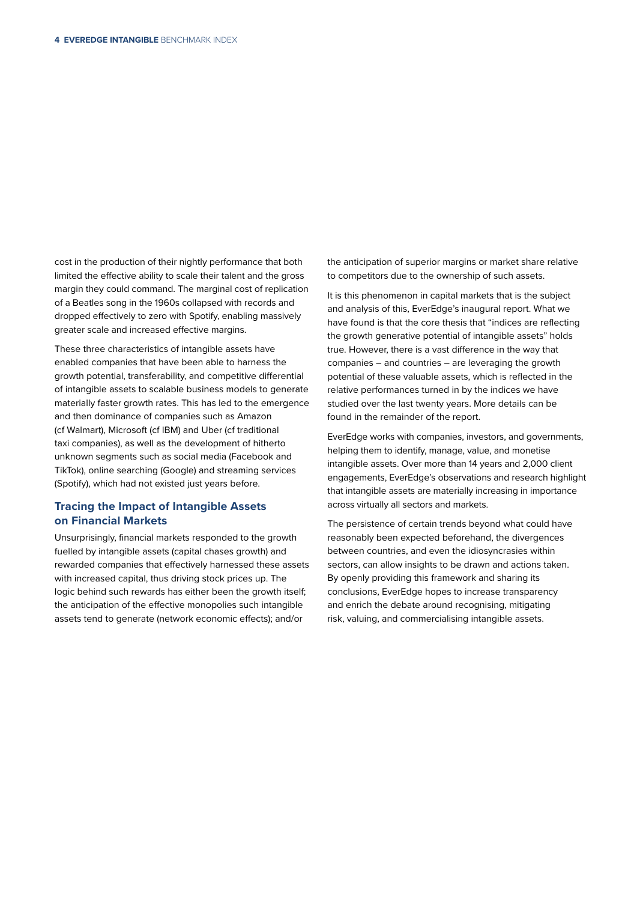cost in the production of their nightly performance that both limited the effective ability to scale their talent and the gross margin they could command. The marginal cost of replication of a Beatles song in the 1960s collapsed with records and dropped effectively to zero with Spotify, enabling massively greater scale and increased effective margins.

These three characteristics of intangible assets have enabled companies that have been able to harness the growth potential, transferability, and competitive differential of intangible assets to scalable business models to generate materially faster growth rates. This has led to the emergence and then dominance of companies such as Amazon (cf Walmart), Microsoft (cf IBM) and Uber (cf traditional taxi companies), as well as the development of hitherto unknown segments such as social media (Facebook and TikTok), online searching (Google) and streaming services (Spotify), which had not existed just years before.

## Tracing the Impact of Intangible Assets on Financial Markets

Unsurprisingly, financial markets responded to the growth fuelled by intangible assets (capital chases growth) and rewarded companies that effectively harnessed these assets with increased capital, thus driving stock prices up. The logic behind such rewards has either been the growth itself; the anticipation of the effective monopolies such intangible assets tend to generate (network economic effects); and/or the anticipation of superior margins or market share relative to competitors due to the ownership of such assets.

It is this phenomenon in capital markets that is the subject and analysis of this, EverEdge's inaugural report. What we have found is that the core thesis that "indices are reflecting the growth generative potential of intangible assets" holds true. However, there is a vast difference in the way that companies – and countries – are leveraging the growth potential of these valuable assets, which is reflected in the relative performances turned in by the indices we have studied over the last twenty years. More details can be found in the remainder of the report.

EverEdge works with companies, investors, and governments, helping them to identify, manage, value, and monetise intangible assets. Over more than 14 years and 2,000 client engagements, EverEdge's observations and research highlight that intangible assets are materially increasing in importance across virtually all sectors and markets.

The persistence of certain trends beyond what could have reasonably been expected beforehand, the divergences between countries, and even the idiosyncrasies within sectors, can allow insights to be drawn and actions taken. By openly providing this framework and sharing its conclusions, EverEdge hopes to increase transparency and enrich the debate around recognising, mitigating risk, valuing, and commercialising intangible assets.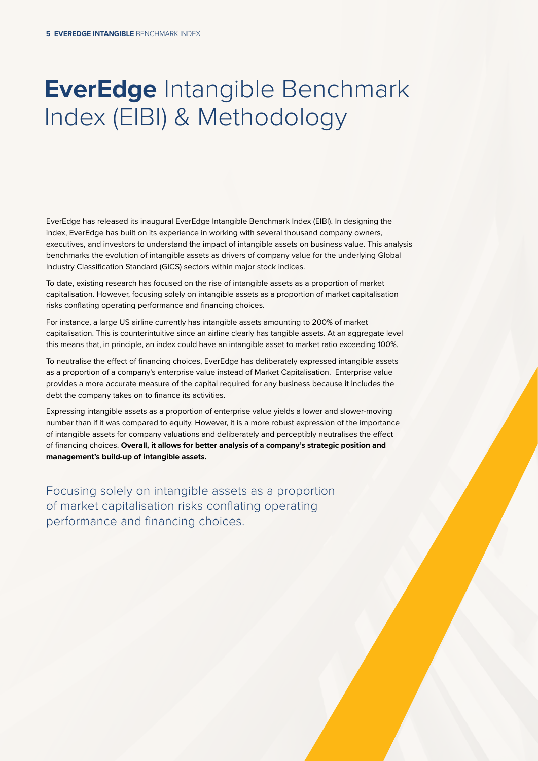# **EverEdge** Intangible Benchmark Index (EIBI) & Methodology

EverEdge has released its inaugural EverEdge Intangible Benchmark Index (EIBI). In designing the index, EverEdge has built on its experience in working with several thousand company owners, executives, and investors to understand the impact of intangible assets on business value. This analysis benchmarks the evolution of intangible assets as drivers of company value for the underlying Global Industry Classification Standard (GICS) sectors within major stock indices.

To date, existing research has focused on the rise of intangible assets as a proportion of market capitalisation. However, focusing solely on intangible assets as a proportion of market capitalisation risks conflating operating performance and financing choices.

For instance, a large US airline currently has intangible assets amounting to 200% of market capitalisation. This is counterintuitive since an airline clearly has tangible assets. At an aggregate level this means that, in principle, an index could have an intangible asset to market ratio exceeding 100%.

To neutralise the effect of financing choices, EverEdge has deliberately expressed intangible assets as a proportion of a company's enterprise value instead of Market Capitalisation. Enterprise value provides a more accurate measure of the capital required for any business because it includes the debt the company takes on to finance its activities.

Expressing intangible assets as a proportion of enterprise value yields a lower and slower-moving number than if it was compared to equity. However, it is a more robust expression of the importance of intangible assets for company valuations and deliberately and perceptibly neutralises the effect of financing choices. **Overall, it allows for better analysis of a company's strategic position and management's build-up of intangible assets.**

Focusing solely on intangible assets as a proportion of market capitalisation risks conflating operating performance and financing choices.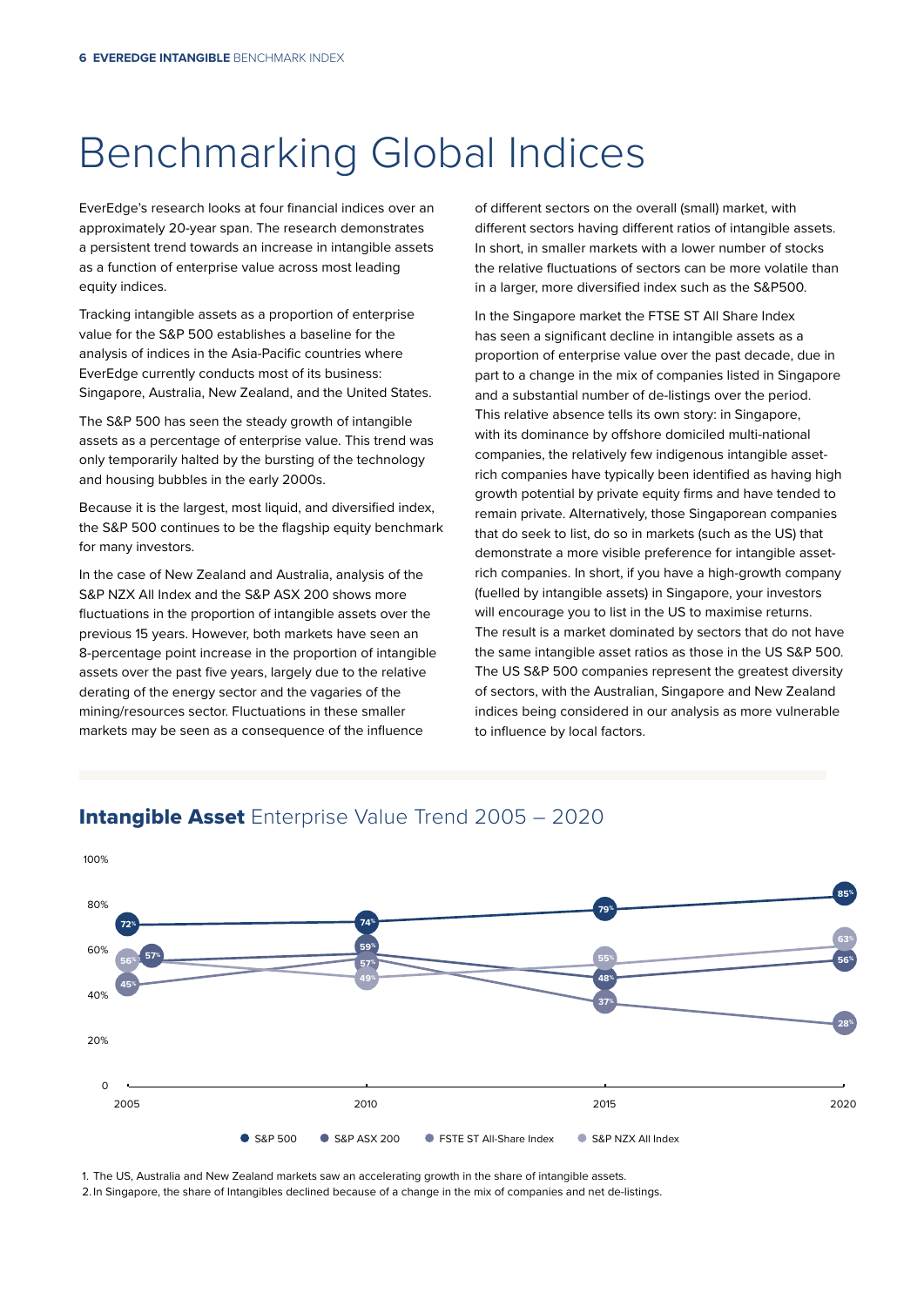# Benchmarking Global Indices

EverEdge's research looks at four financial indices over an approximately 20-year span. The research demonstrates a persistent trend towards an increase in intangible assets as a function of enterprise value across most leading equity indices.

Tracking intangible assets as a proportion of enterprise value for the S&P 500 establishes a baseline for the analysis of indices in the Asia-Pacific countries where EverEdge currently conducts most of its business: Singapore, Australia, New Zealand, and the United States.

The S&P 500 has seen the steady growth of intangible assets as a percentage of enterprise value. This trend was only temporarily halted by the bursting of the technology and housing bubbles in the early 2000s.

Because it is the largest, most liquid, and diversified index, the S&P 500 continues to be the flagship equity benchmark for many investors.

In the case of New Zealand and Australia, analysis of the S&P NZX All Index and the S&P ASX 200 shows more fluctuations in the proportion of intangible assets over the previous 15 years. However, both markets have seen an 8-percentage point increase in the proportion of intangible assets over the past five years, largely due to the relative derating of the energy sector and the vagaries of the mining/resources sector. Fluctuations in these smaller markets may be seen as a consequence of the influence of different sectors on the overall (small) market, with different sectors having different ratios of intangible assets. In short, in smaller markets with a lower number of stocks the relative fluctuations of sectors can be more volatile than in a larger, more diversified index such as the S&P500.

In the Singapore market the FTSE ST All Share Index has seen a significant decline in intangible assets as a proportion of enterprise value over the past decade, due in part to a change in the mix of companies listed in Singapore and a substantial number of de-listings over the period. This relative absence tells its own story: in Singapore, with its dominance by offshore domiciled multi-national companies, the relatively few indigenous intangible asset-rich companies have typically been identified as having high growth potential by private equity firms and have tended to remain private. Alternatively, those Singaporean companies that do seek to list, do so in markets (such as the US) that demonstrate a more visible preference for intangible asset-rich companies. In short, if you have a high-growth company (fuelled by intangible assets) in Singapore, your investors will encourage you to list in the US to maximise returns. The result is a market dominated by sectors that do not have the same intangible asset ratios as those in the US S&P 500. The US S&P 500 companies represent the greatest diversity of sectors, with the Australian, Singapore and New Zealand indices being considered in our analysis as more vulnerable to influence by local factors.

## **Intangible Asset** Enterprise Value Trend 2005 – 2020

| Index | 2005 | 2010 | 2015 | 2020 |
|---|---|---|---|---|
| S&P 500 | 72% | 74% | 79% | 85% |
| S&P ASX 200 | 57% | 59% | 48% | 56% |
| FSTE ST All-Share Index | 45% | 57% | 37% | 28% |
| S&P NZX All Index | 56% | 49% | 55% | 63% |

1. The US, Australia and New Zealand markets saw an accelerating growth in the share of intangible assets.
2. In Singapore, the share of Intangibles declined because of a change in the mix of companies and net de-listings.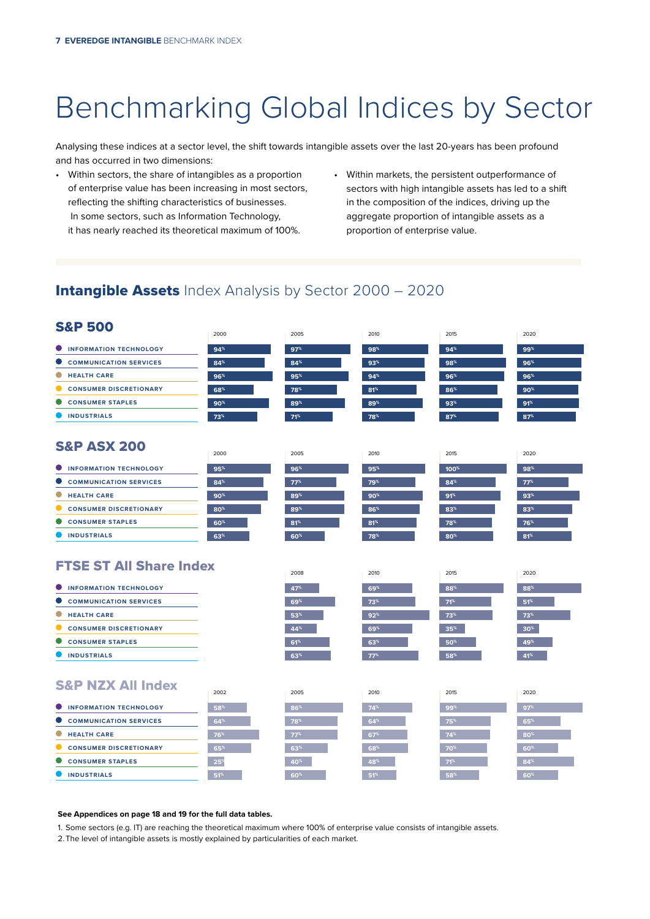# Benchmarking Global Indices by Sector

Analysing these indices at a sector level, the shift towards intangible assets over the last 20-years has been profound and has occurred in two dimensions:

- Within sectors, the share of intangibles as a proportion of enterprise value has been increasing in most sectors, reflecting the shifting characteristics of businesses. In some sectors, such as Information Technology, it has nearly reached its theoretical maximum of 100%.
- Within markets, the persistent outperformance of sectors with high intangible assets has led to a shift in the composition of the indices, driving up the aggregate proportion of intangible assets as a proportion of enterprise value.

## **Intangible Assets** Index Analysis by Sector 2000 – 2020

### S&P 500

| Sector | 2000 | 2005 | 2010 | 2015 | 2020 |
|---|---|---|---|---|---|
| INFORMATION TECHNOLOGY | 94% | 97% | 98% | 94% | 99% |
| COMMUNICATION SERVICES | 84% | 84% | 93% | 98% | 96% |
| HEALTH CARE | 96% | 95% | 94% | 96% | 96% |
| CONSUMER DISCRETIONARY | 68% | 78% | 81% | 86% | 90% |
| CONSUMER STAPLES | 90% | 89% | 89% | 93% | 91% |
| INDUSTRIALS | 73% | 71% | 78% | 87% | 87% |

### S&P ASX 200

| Sector | 2000 | 2005 | 2010 | 2015 | 2020 |
|---|---|---|---|---|---|
| INFORMATION TECHNOLOGY | 95% | 96% | 95% | 100% | 98% |
| COMMUNICATION SERVICES | 84% | 77% | 79% | 84% | 77% |
| HEALTH CARE | 90% | 89% | 90% | 91% | 93% |
| CONSUMER DISCRETIONARY | 80% | 89% | 86% | 83% | 83% |
| CONSUMER STAPLES | 60% | 81% | 81% | 78% | 76% |
| INDUSTRIALS | 63% | 60% | 78% | 80% | 81% |

### FTSE ST All Share Index

| Sector | 2008 | 2010 | 2015 | 2020 |
|---|---|---|---|---|
| INFORMATION TECHNOLOGY | 47% | 69% | 88% | 88% |
| COMMUNICATION SERVICES | 69% | 73% | 71% | 51% |
| HEALTH CARE | 53% | 92% | 73% | 73% |
| CONSUMER DISCRETIONARY | 44% | 69% | 35% | 30% |
| CONSUMER STAPLES | 61% | 63% | 50% | 49% |
| INDUSTRIALS | 63% | 77% | 58% | 41% |

### S&P NZX All Index

| Sector | 2002 | 2005 | 2010 | 2015 | 2020 |
|---|---|---|---|---|---|
| INFORMATION TECHNOLOGY | 58% | 86% | 74% | 99% | 97% |
| COMMUNICATION SERVICES | 64% | 78% | 64% | 75% | 65% |
| HEALTH CARE | 76% | 77% | 67% | 74% | 80% |
| CONSUMER DISCRETIONARY | 65% | 63% | 68% | 70% | 60% |
| CONSUMER STAPLES | 25% | 40% | 48% | 71% | 84% |
| INDUSTRIALS | 51% | 60% | 51% | 58% | 60% |

**See Appendices on page 18 and 19 for the full data tables.**

1. Some sectors (e.g. IT) are reaching the theoretical maximum where 100% of enterprise value consists of intangible assets.
2. The level of intangible assets is mostly explained by particularities of each market.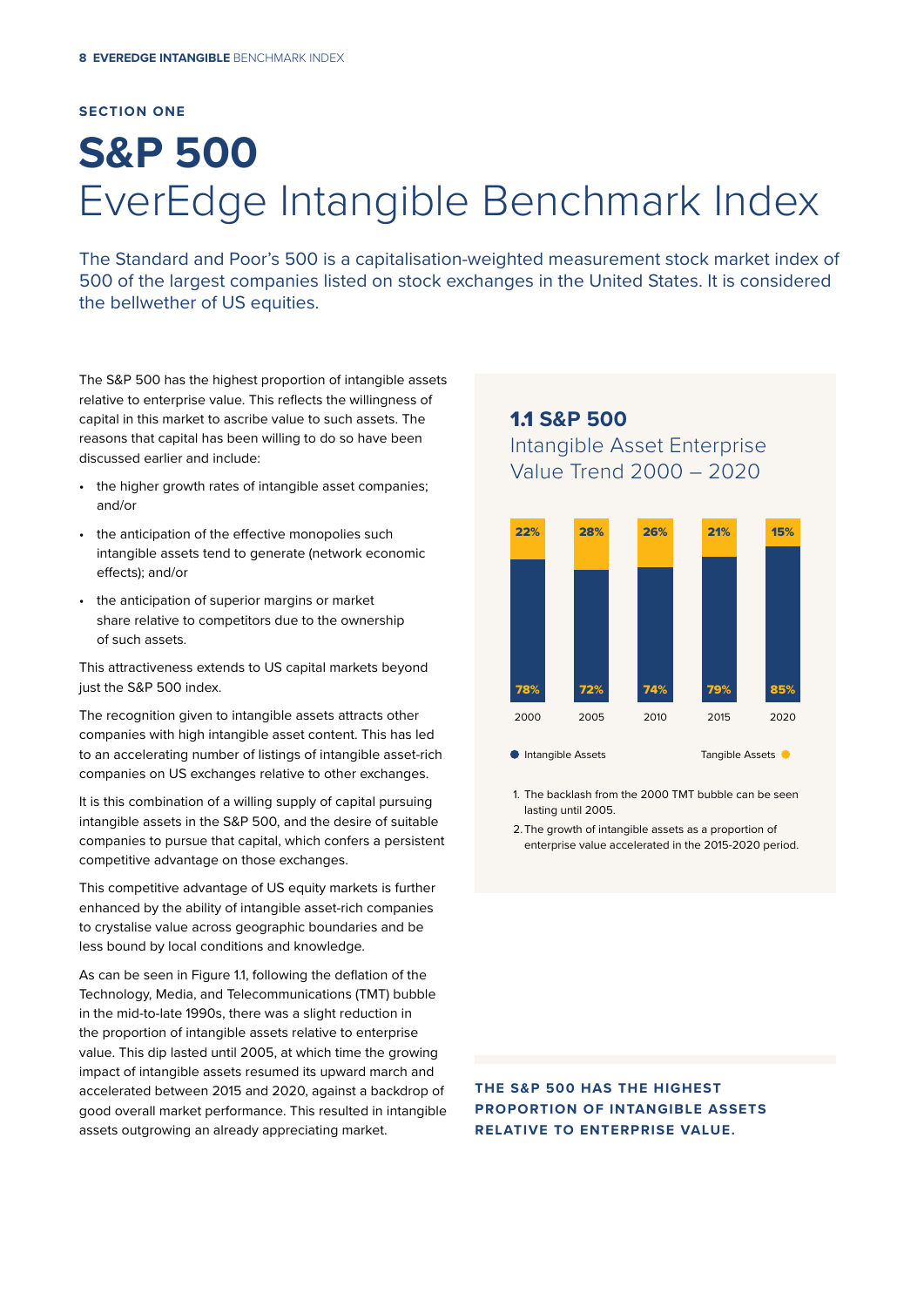SECTION ONE

# S&P 500
## EverEdge Intangible Benchmark Index

The Standard and Poor's 500 is a capitalisation-weighted measurement stock market index of 500 of the largest companies listed on stock exchanges in the United States. It is considered the bellwether of US equities.

The S&P 500 has the highest proportion of intangible assets relative to enterprise value. This reflects the willingness of capital in this market to ascribe value to such assets. The reasons that capital has been willing to do so have been discussed earlier and include:

- the higher growth rates of intangible asset companies; and/or
- the anticipation of the effective monopolies such intangible assets tend to generate (network economic effects); and/or
- the anticipation of superior margins or market share relative to competitors due to the ownership of such assets.

This attractiveness extends to US capital markets beyond just the S&P 500 index.

The recognition given to intangible assets attracts other companies with high intangible asset content. This has led to an accelerating number of listings of intangible asset-rich companies on US exchanges relative to other exchanges.

It is this combination of a willing supply of capital pursuing intangible assets in the S&P 500, and the desire of suitable companies to pursue that capital, which confers a persistent competitive advantage on those exchanges.

This competitive advantage of US equity markets is further enhanced by the ability of intangible asset-rich companies to crystalise value across geographic boundaries and be less bound by local conditions and knowledge.

As can be seen in Figure 1.1, following the deflation of the Technology, Media, and Telecommunications (TMT) bubble in the mid-to-late 1990s, there was a slight reduction in the proportion of intangible assets relative to enterprise value. This dip lasted until 2005, at which time the growing impact of intangible assets resumed its upward march and accelerated between 2015 and 2020, against a backdrop of good overall market performance. This resulted in intangible assets outgrowing an already appreciating market.

### 1.1 S&P 500
Intangible Asset Enterprise Value Trend 2000 – 2020

| Year | Intangible Assets | Tangible Assets |
|---|---|---|
| 2000 | 78% | 22% |
| 2005 | 72% | 28% |
| 2010 | 74% | 26% |
| 2015 | 79% | 21% |
| 2020 | 85% | 15% |

1. The backlash from the 2000 TMT bubble can be seen lasting until 2005.
2. The growth of intangible assets as a proportion of enterprise value accelerated in the 2015-2020 period.

**THE S&P 500 HAS THE HIGHEST PROPORTION OF INTANGIBLE ASSETS RELATIVE TO ENTERPRISE VALUE.**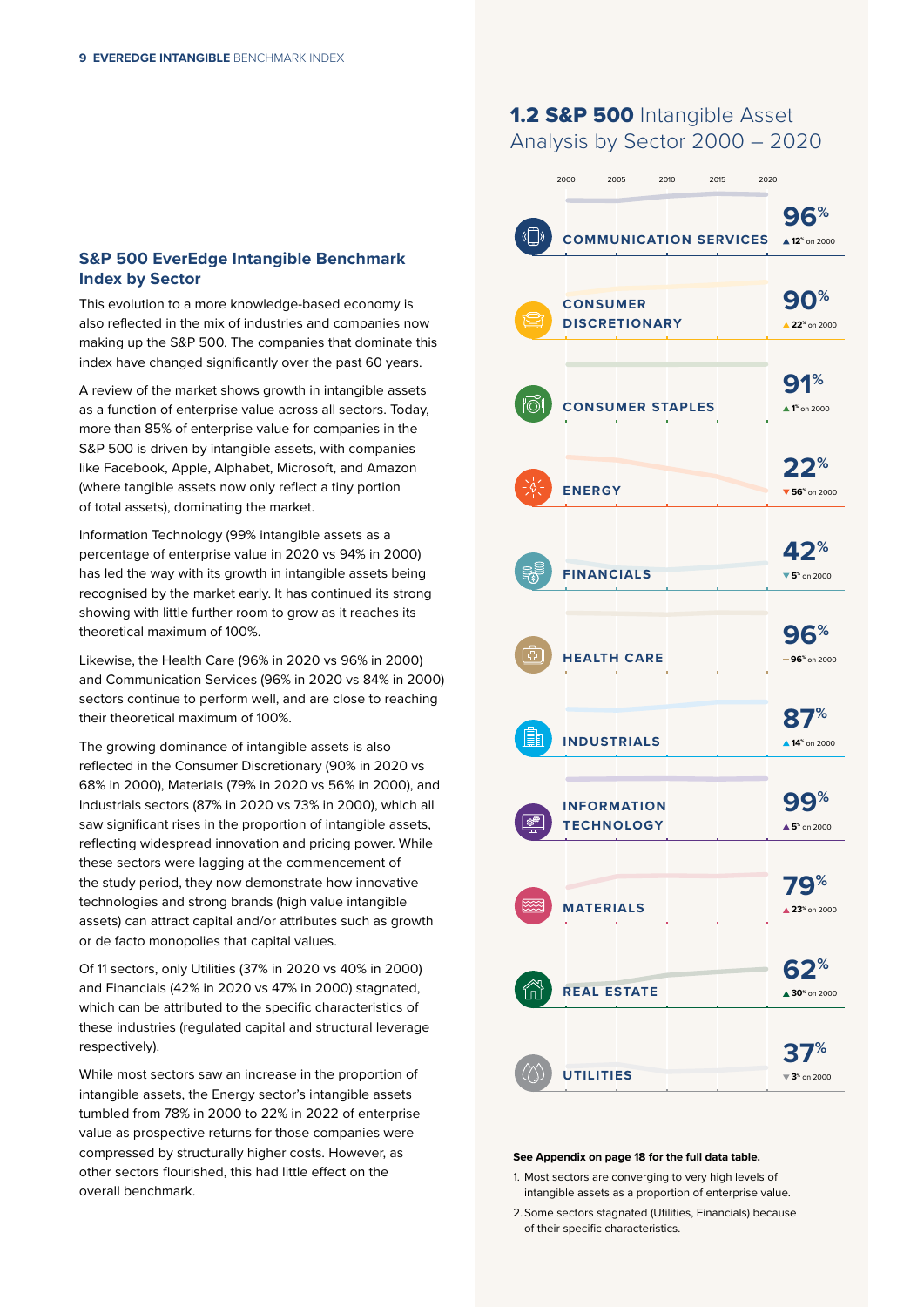## S&P 500 EverEdge Intangible Benchmark Index by Sector

This evolution to a more knowledge-based economy is also reflected in the mix of industries and companies now making up the S&P 500. The companies that dominate this index have changed significantly over the past 60 years.

A review of the market shows growth in intangible assets as a function of enterprise value across all sectors. Today, more than 85% of enterprise value for companies in the S&P 500 is driven by intangible assets, with companies like Facebook, Apple, Alphabet, Microsoft, and Amazon (where tangible assets now only reflect a tiny portion of total assets), dominating the market.

Information Technology (99% intangible assets as a percentage of enterprise value in 2020 vs 94% in 2000) has led the way with its growth in intangible assets being recognised by the market early. It has continued its strong showing with little further room to grow as it reaches its theoretical maximum of 100%.

Likewise, the Health Care (96% in 2020 vs 96% in 2000) and Communication Services (96% in 2020 vs 84% in 2000) sectors continue to perform well, and are close to reaching their theoretical maximum of 100%.

The growing dominance of intangible assets is also reflected in the Consumer Discretionary (90% in 2020 vs 68% in 2000), Materials (79% in 2020 vs 56% in 2000), and Industrials sectors (87% in 2020 vs 73% in 2000), which all saw significant rises in the proportion of intangible assets, reflecting widespread innovation and pricing power. While these sectors were lagging at the commencement of the study period, they now demonstrate how innovative technologies and strong brands (high value intangible assets) can attract capital and/or attributes such as growth or de facto monopolies that capital values.

Of 11 sectors, only Utilities (37% in 2020 vs 40% in 2000) and Financials (42% in 2020 vs 47% in 2000) stagnated, which can be attributed to the specific characteristics of these industries (regulated capital and structural leverage respectively).

While most sectors saw an increase in the proportion of intangible assets, the Energy sector's intangible assets tumbled from 78% in 2000 to 22% in 2022 of enterprise value as prospective returns for those companies were compressed by structurally higher costs. However, as other sectors flourished, this had little effect on the overall benchmark.

## 1.2 S&P 500 Intangible Asset Analysis by Sector 2000 – 2020

| Sector | 2020 | Change on 2000 |
|---|---|---|
| COMMUNICATION SERVICES | 96% | ▲ 12% on 2000 |
| CONSUMER DISCRETIONARY | 90% | ▲ 22% on 2000 |
| CONSUMER STAPLES | 91% | ▲ 1% on 2000 |
| ENERGY | 22% | ▼ 56% on 2000 |
| FINANCIALS | 42% | ▼ 5% on 2000 |
| HEALTH CARE | 96% | — 96% on 2000 |
| INDUSTRIALS | 87% | ▲ 14% on 2000 |
| INFORMATION TECHNOLOGY | 99% | ▲ 5% on 2000 |
| MATERIALS | 79% | ▲ 23% on 2000 |
| REAL ESTATE | 62% | ▲ 30% on 2000 |
| UTILITIES | 37% | ▼ 3% on 2000 |

**See Appendix on page 18 for the full data table.**

1. Most sectors are converging to very high levels of intangible assets as a proportion of enterprise value.
2. Some sectors stagnated (Utilities, Financials) because of their specific characteristics.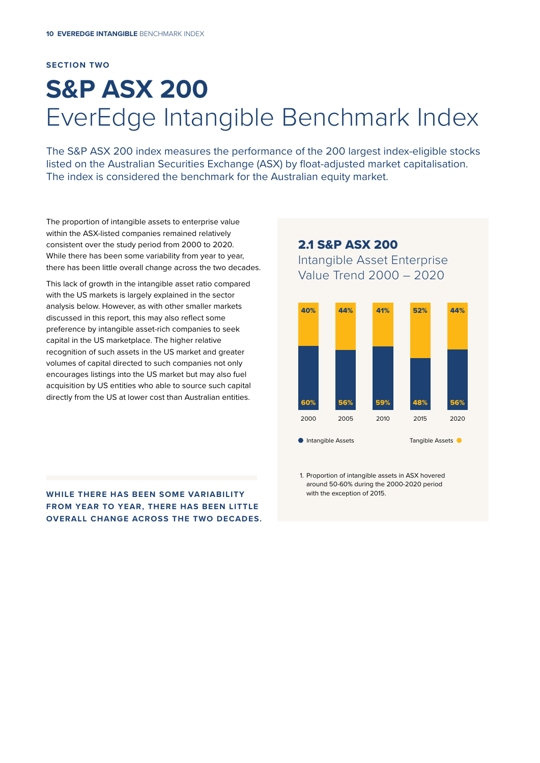SECTION TWO

# S&P ASX 200
## EverEdge Intangible Benchmark Index

The S&P ASX 200 index measures the performance of the 200 largest index-eligible stocks listed on the Australian Securities Exchange (ASX) by float-adjusted market capitalisation. The index is considered the benchmark for the Australian equity market.

The proportion of intangible assets to enterprise value within the ASX-listed companies remained relatively consistent over the study period from 2000 to 2020. While there has been some variability from year to year, there has been little overall change across the two decades.

This lack of growth in the intangible asset ratio compared with the US markets is largely explained in the sector analysis below. However, as with other smaller markets discussed in this report, this may also reflect some preference by intangible asset-rich companies to seek capital in the US marketplace. The higher relative recognition of such assets in the US market and greater volumes of capital directed to such companies not only encourages listings into the US market but may also fuel acquisition by US entities who able to source such capital directly from the US at lower cost than Australian entities.

**WHILE THERE HAS BEEN SOME VARIABILITY FROM YEAR TO YEAR, THERE HAS BEEN LITTLE OVERALL CHANGE ACROSS THE TWO DECADES.**

### 2.1 S&P ASX 200
### Intangible Asset Enterprise Value Trend 2000 – 2020

| Year | Intangible Assets | Tangible Assets |
|---|---|---|
| 2000 | 60% | 40% |
| 2005 | 56% | 44% |
| 2010 | 59% | 41% |
| 2015 | 48% | 52% |
| 2020 | 56% | 44% |

1. Proportion of intangible assets in ASX hovered around 50-60% during the 2000-2020 period with the exception of 2015.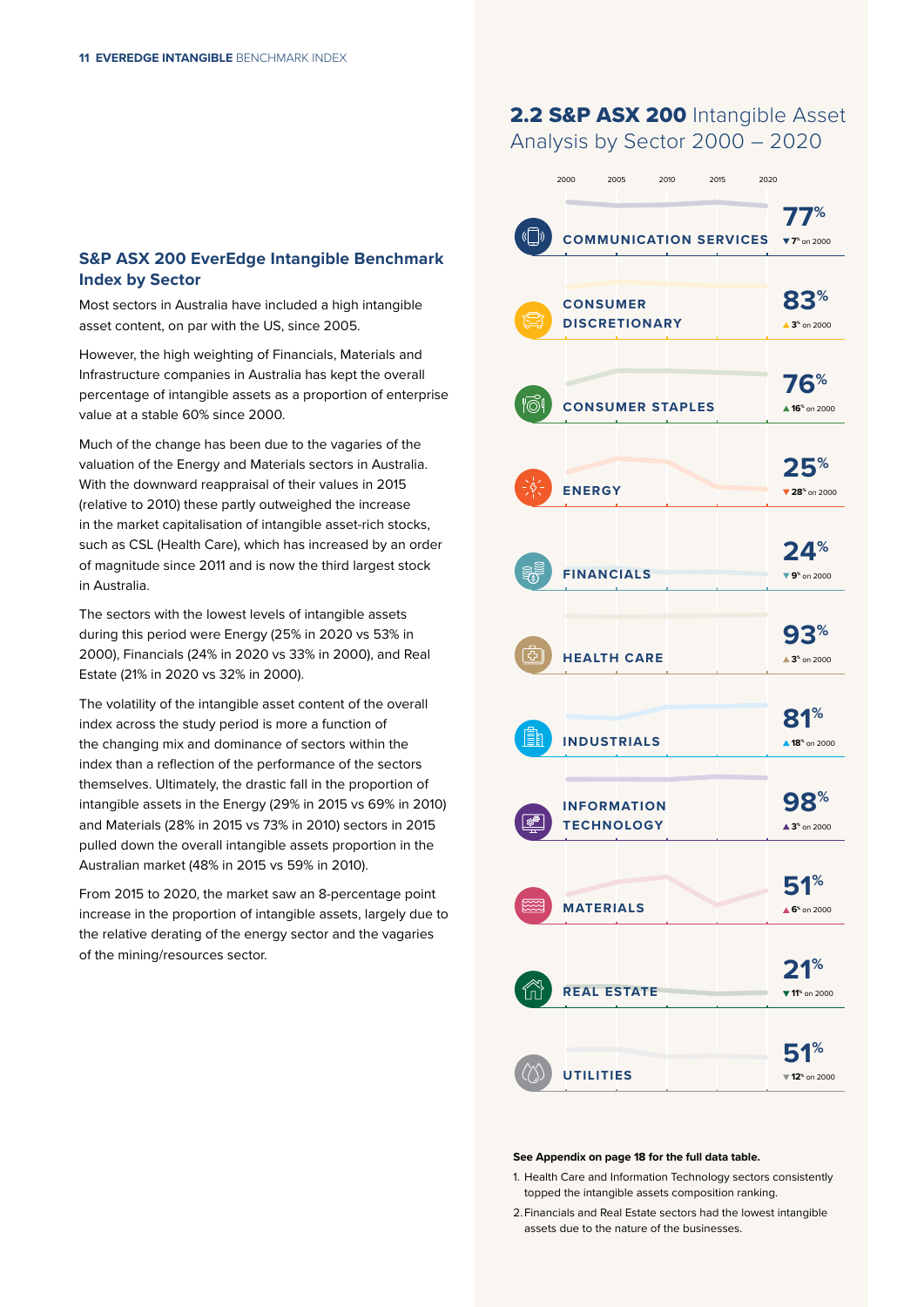## S&P ASX 200 EverEdge Intangible Benchmark Index by Sector

Most sectors in Australia have included a high intangible asset content, on par with the US, since 2005.

However, the high weighting of Financials, Materials and Infrastructure companies in Australia has kept the overall percentage of intangible assets as a proportion of enterprise value at a stable 60% since 2000.

Much of the change has been due to the vagaries of the valuation of the Energy and Materials sectors in Australia. With the downward reappraisal of their values in 2015 (relative to 2010) these partly outweighed the increase in the market capitalisation of intangible asset-rich stocks, such as CSL (Health Care), which has increased by an order of magnitude since 2011 and is now the third largest stock in Australia.

The sectors with the lowest levels of intangible assets during this period were Energy (25% in 2020 vs 53% in 2000), Financials (24% in 2020 vs 33% in 2000), and Real Estate (21% in 2020 vs 32% in 2000).

The volatility of the intangible asset content of the overall index across the study period is more a function of the changing mix and dominance of sectors within the index than a reflection of the performance of the sectors themselves. Ultimately, the drastic fall in the proportion of intangible assets in the Energy (29% in 2015 vs 69% in 2010) and Materials (28% in 2015 vs 73% in 2010) sectors in 2015 pulled down the overall intangible assets proportion in the Australian market (48% in 2015 vs 59% in 2010).

From 2015 to 2020, the market saw an 8-percentage point increase in the proportion of intangible assets, largely due to the relative derating of the energy sector and the vagaries of the mining/resources sector.

## **2.2 S&P ASX 200** Intangible Asset Analysis by Sector 2000 – 2020

| Sector | 2020 | Change on 2000 |
|---|---|---|
| COMMUNICATION SERVICES | 77% | ▼ 7% on 2000 |
| CONSUMER DISCRETIONARY | 83% | ▲ 3% on 2000 |
| CONSUMER STAPLES | 76% | ▲ 16% on 2000 |
| ENERGY | 25% | ▼ 28% on 2000 |
| FINANCIALS | 24% | ▼ 9% on 2000 |
| HEALTH CARE | 93% | ▲ 3% on 2000 |
| INDUSTRIALS | 81% | ▲ 18% on 2000 |
| INFORMATION TECHNOLOGY | 98% | ▲ 3% on 2000 |
| MATERIALS | 51% | ▲ 6% on 2000 |
| REAL ESTATE | 21% | ▼ 11% on 2000 |
| UTILITIES | 51% | ▼ 12% on 2000 |

**See Appendix on page 18 for the full data table.**

1. Health Care and Information Technology sectors consistently topped the intangible assets composition ranking.
2. Financials and Real Estate sectors had the lowest intangible assets due to the nature of the businesses.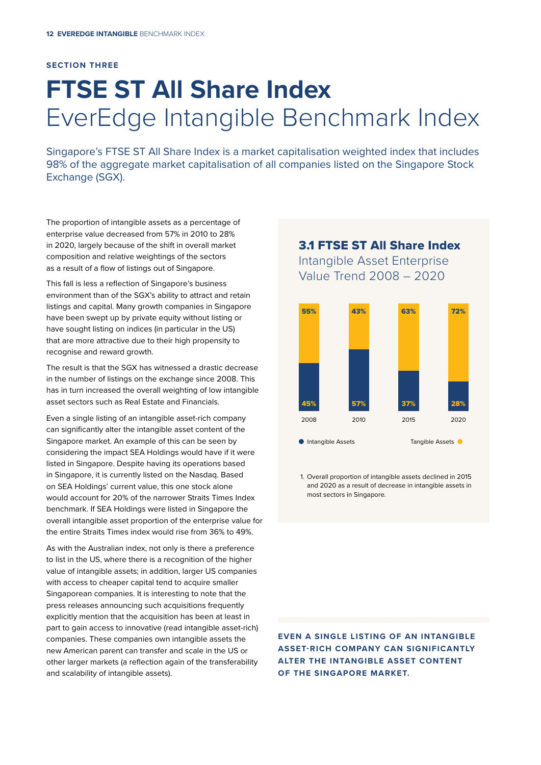SECTION THREE

# FTSE ST All Share Index
## EverEdge Intangible Benchmark Index

Singapore's FTSE ST All Share Index is a market capitalisation weighted index that includes 98% of the aggregate market capitalisation of all companies listed on the Singapore Stock Exchange (SGX).

The proportion of intangible assets as a percentage of enterprise value decreased from 57% in 2010 to 28% in 2020, largely because of the shift in overall market composition and relative weightings of the sectors as a result of a flow of listings out of Singapore.

This fall is less a reflection of Singapore's business environment than of the SGX's ability to attract and retain listings and capital. Many growth companies in Singapore have been swept up by private equity without listing or have sought listing on indices (in particular in the US) that are more attractive due to their high propensity to recognise and reward growth.

The result is that the SGX has witnessed a drastic decrease in the number of listings on the exchange since 2008. This has in turn increased the overall weighting of low intangible asset sectors such as Real Estate and Financials.

Even a single listing of an intangible asset-rich company can significantly alter the intangible asset content of the Singapore market. An example of this can be seen by considering the impact SEA Holdings would have if it were listed in Singapore. Despite having its operations based in Singapore, it is currently listed on the Nasdaq. Based on SEA Holdings' current value, this one stock alone would account for 20% of the narrower Straits Times Index benchmark. If SEA Holdings were listed in Singapore the overall intangible asset proportion of the enterprise value for the entire Straits Times index would rise from 36% to 49%.

As with the Australian index, not only is there a preference to list in the US, where there is a recognition of the higher value of intangible assets; in addition, larger US companies with access to cheaper capital tend to acquire smaller Singaporean companies. It is interesting to note that the press releases announcing such acquisitions frequently explicitly mention that the acquisition has been at least in part to gain access to innovative (read intangible asset-rich) companies. These companies own intangible assets the new American parent can transfer and scale in the US or other larger markets (a reflection again of the transferability and scalability of intangible assets).

### 3.1 FTSE ST All Share Index
Intangible Asset Enterprise Value Trend 2008 – 2020

| Year | Intangible Assets | Tangible Assets |
|---|---|---|
| 2008 | 45% | 55% |
| 2010 | 57% | 43% |
| 2015 | 37% | 63% |
| 2020 | 28% | 72% |

1. Overall proportion of intangible assets declined in 2015 and 2020 as a result of decrease in intangible assets in most sectors in Singapore.

**EVEN A SINGLE LISTING OF AN INTANGIBLE ASSET-RICH COMPANY CAN SIGNIFICANTLY ALTER THE INTANGIBLE ASSET CONTENT OF THE SINGAPORE MARKET.**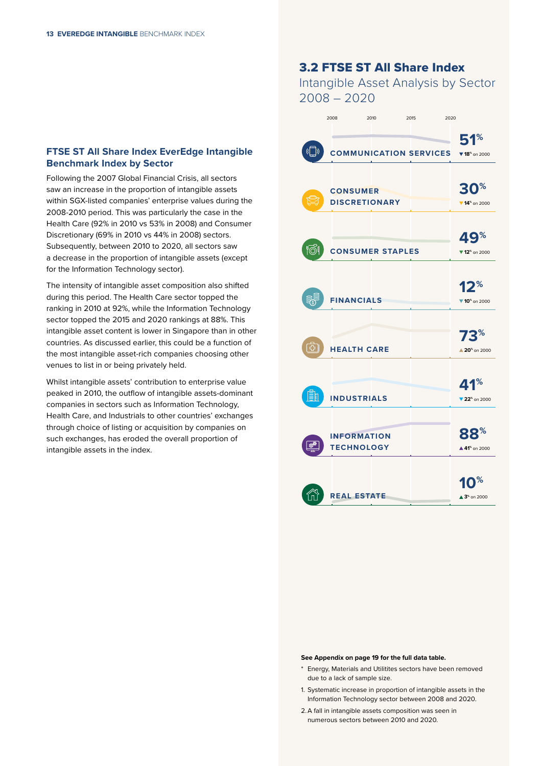## FTSE ST All Share Index EverEdge Intangible Benchmark Index by Sector

Following the 2007 Global Financial Crisis, all sectors saw an increase in the proportion of intangible assets within SGX-listed companies' enterprise values during the 2008-2010 period. This was particularly the case in the Health Care (92% in 2010 vs 53% in 2008) and Consumer Discretionary (69% in 2010 vs 44% in 2008) sectors. Subsequently, between 2010 to 2020, all sectors saw a decrease in the proportion of intangible assets (except for the Information Technology sector).

The intensity of intangible asset composition also shifted during this period. The Health Care sector topped the ranking in 2010 at 92%, while the Information Technology sector topped the 2015 and 2020 rankings at 88%. This intangible asset content is lower in Singapore than in other countries. As discussed earlier, this could be a function of the most intangible asset-rich companies choosing other venues to list in or being privately held.

Whilst intangible assets' contribution to enterprise value peaked in 2010, the outflow of intangible assets-dominant companies in sectors such as Information Technology, Health Care, and Industrials to other countries' exchanges through choice of listing or acquisition by companies on such exchanges, has eroded the overall proportion of intangible assets in the index.

## 3.2 FTSE ST All Share Index

### Intangible Asset Analysis by Sector 2008 – 2020

| Sector | 2020 | Change on 2000 |
|---|---|---|
| COMMUNICATION SERVICES | 51% | ▼ 18% on 2000 |
| CONSUMER DISCRETIONARY | 30% | ▼ 14% on 2000 |
| CONSUMER STAPLES | 49% | ▼ 12% on 2000 |
| FINANCIALS | 12% | ▼ 10% on 2000 |
| HEALTH CARE | 73% | ▲ 20% on 2000 |
| INDUSTRIALS | 41% | ▼ 22% on 2000 |
| INFORMATION TECHNOLOGY | 88% | ▲ 41% on 2000 |
| REAL ESTATE | 10% | ▲ 3% on 2000 |

**See Appendix on page 19 for the full data table.**

\* Energy, Materials and Utilitites sectors have been removed due to a lack of sample size.

1. Systematic increase in proportion of intangible assets in the Information Technology sector between 2008 and 2020.
2. A fall in intangible assets composition was seen in numerous sectors between 2010 and 2020.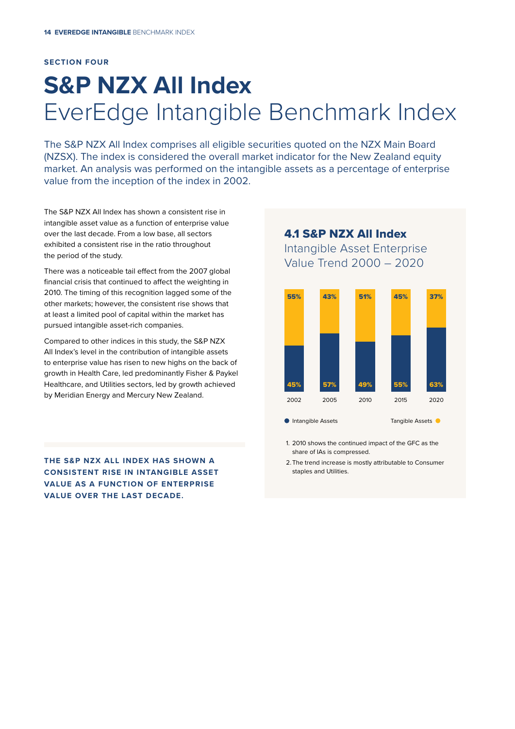SECTION FOUR

# S&P NZX All Index
## EverEdge Intangible Benchmark Index

The S&P NZX All Index comprises all eligible securities quoted on the NZX Main Board (NZSX). The index is considered the overall market indicator for the New Zealand equity market. An analysis was performed on the intangible assets as a percentage of enterprise value from the inception of the index in 2002.

The S&P NZX All Index has shown a consistent rise in intangible asset value as a function of enterprise value over the last decade. From a low base, all sectors exhibited a consistent rise in the ratio throughout the period of the study.

There was a noticeable tail effect from the 2007 global financial crisis that continued to affect the weighting in 2010. The timing of this recognition lagged some of the other markets; however, the consistent rise shows that at least a limited pool of capital within the market has pursued intangible asset-rich companies.

Compared to other indices in this study, the S&P NZX All Index's level in the contribution of intangible assets to enterprise value has risen to new highs on the back of growth in Health Care, led predominantly Fisher & Paykel Healthcare, and Utilities sectors, led by growth achieved by Meridian Energy and Mercury New Zealand.

**THE S&P NZX ALL INDEX HAS SHOWN A CONSISTENT RISE IN INTANGIBLE ASSET VALUE AS A FUNCTION OF ENTERPRISE VALUE OVER THE LAST DECADE.**

### 4.1 S&P NZX All Index
Intangible Asset Enterprise Value Trend 2000 – 2020

| Year | Intangible Assets | Tangible Assets |
|---|---|---|
| 2002 | 45% | 55% |
| 2005 | 57% | 43% |
| 2010 | 49% | 51% |
| 2015 | 55% | 45% |
| 2020 | 63% | 37% |

1. 2010 shows the continued impact of the GFC as the share of IAs is compressed.
2. The trend increase is mostly attributable to Consumer staples and Utilities.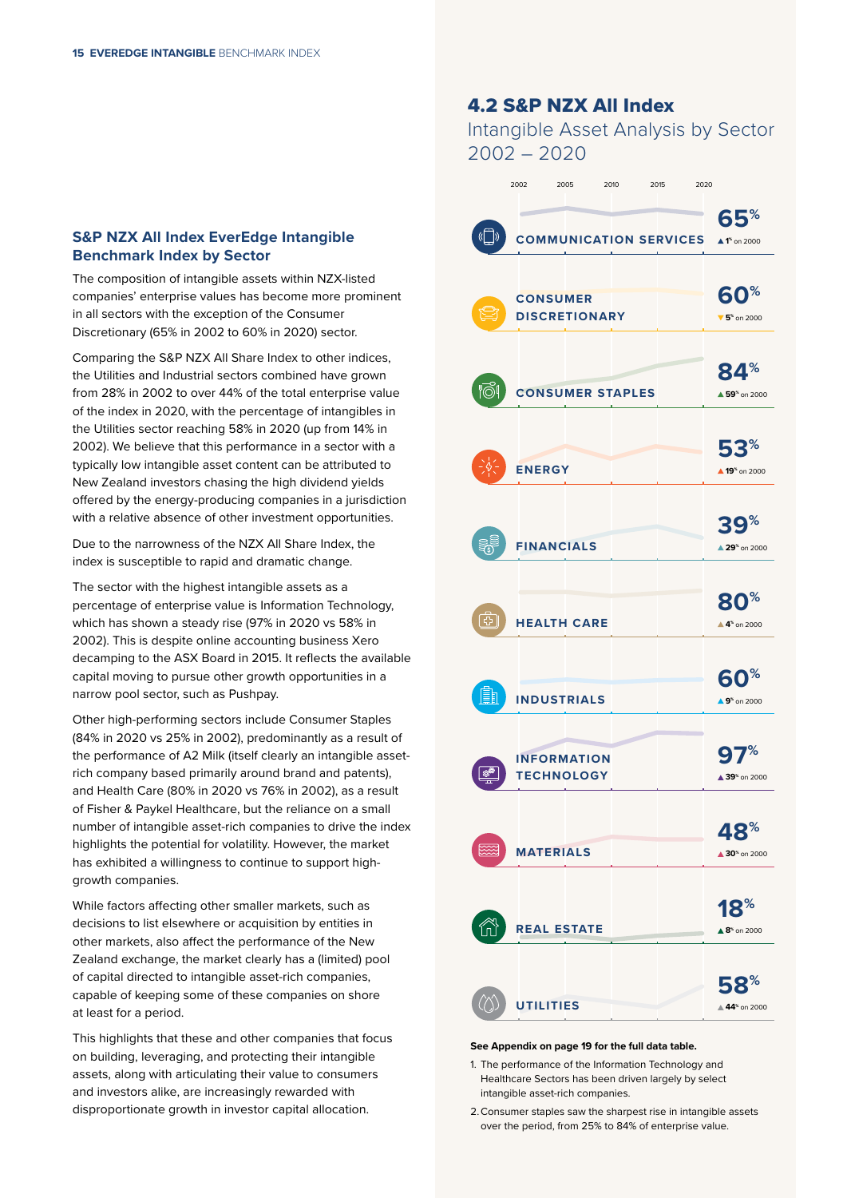## S&P NZX All Index EverEdge Intangible Benchmark Index by Sector

The composition of intangible assets within NZX-listed companies' enterprise values has become more prominent in all sectors with the exception of the Consumer Discretionary (65% in 2002 to 60% in 2020) sector.

Comparing the S&P NZX All Share Index to other indices, the Utilities and Industrial sectors combined have grown from 28% in 2002 to over 44% of the total enterprise value of the index in 2020, with the percentage of intangibles in the Utilities sector reaching 58% in 2020 (up from 14% in 2002). We believe that this performance in a sector with a typically low intangible asset content can be attributed to New Zealand investors chasing the high dividend yields offered by the energy-producing companies in a jurisdiction with a relative absence of other investment opportunities.

Due to the narrowness of the NZX All Share Index, the index is susceptible to rapid and dramatic change.

The sector with the highest intangible assets as a percentage of enterprise value is Information Technology, which has shown a steady rise (97% in 2020 vs 58% in 2002). This is despite online accounting business Xero decamping to the ASX Board in 2015. It reflects the available capital moving to pursue other growth opportunities in a narrow pool sector, such as Pushpay.

Other high-performing sectors include Consumer Staples (84% in 2020 vs 25% in 2002), predominantly as a result of the performance of A2 Milk (itself clearly an intangible asset-rich company based primarily around brand and patents), and Health Care (80% in 2020 vs 76% in 2002), as a result of Fisher & Paykel Healthcare, but the reliance on a small number of intangible asset-rich companies to drive the index highlights the potential for volatility. However, the market has exhibited a willingness to continue to support high-growth companies.

While factors affecting other smaller markets, such as decisions to list elsewhere or acquisition by entities in other markets, also affect the performance of the New Zealand exchange, the market clearly has a (limited) pool of capital directed to intangible asset-rich companies, capable of keeping some of these companies on shore at least for a period.

This highlights that these and other companies that focus on building, leveraging, and protecting their intangible assets, along with articulating their value to consumers and investors alike, are increasingly rewarded with disproportionate growth in investor capital allocation.

## 4.2 S&P NZX All Index

### Intangible Asset Analysis by Sector 2002 – 2020

| Sector | 2020 | Change on 2000 |
|---|---|---|
| COMMUNICATION SERVICES | 65% | ▲ 1% on 2000 |
| CONSUMER DISCRETIONARY | 60% | ▼ 5% on 2000 |
| CONSUMER STAPLES | 84% | ▲ 59% on 2000 |
| ENERGY | 53% | ▲ 19% on 2000 |
| FINANCIALS | 39% | ▲ 29% on 2000 |
| HEALTH CARE | 80% | ▲ 4% on 2000 |
| INDUSTRIALS | 60% | ▲ 9% on 2000 |
| INFORMATION TECHNOLOGY | 97% | ▲ 39% on 2000 |
| MATERIALS | 48% | ▲ 30% on 2000 |
| REAL ESTATE | 18% | ▲ 8% on 2000 |
| UTILITIES | 58% | ▲ 44% on 2000 |

**See Appendix on page 19 for the full data table.**

1. The performance of the Information Technology and Healthcare Sectors has been driven largely by select intangible asset-rich companies.
2. Consumer staples saw the sharpest rise in intangible assets over the period, from 25% to 84% of enterprise value.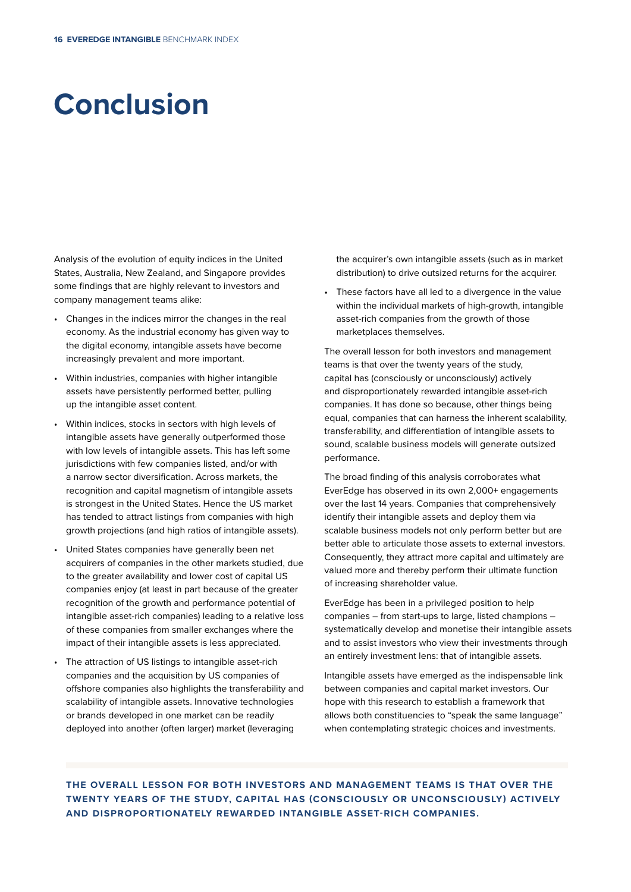# Conclusion

Analysis of the evolution of equity indices in the United States, Australia, New Zealand, and Singapore provides some findings that are highly relevant to investors and company management teams alike:

- Changes in the indices mirror the changes in the real economy. As the industrial economy has given way to the digital economy, intangible assets have become increasingly prevalent and more important.
- Within industries, companies with higher intangible assets have persistently performed better, pulling up the intangible asset content.
- Within indices, stocks in sectors with high levels of intangible assets have generally outperformed those with low levels of intangible assets. This has left some jurisdictions with few companies listed, and/or with a narrow sector diversification. Across markets, the recognition and capital magnetism of intangible assets is strongest in the United States. Hence the US market has tended to attract listings from companies with high growth projections (and high ratios of intangible assets).
- United States companies have generally been net acquirers of companies in the other markets studied, due to the greater availability and lower cost of capital US companies enjoy (at least in part because of the greater recognition of the growth and performance potential of intangible asset-rich companies) leading to a relative loss of these companies from smaller exchanges where the impact of their intangible assets is less appreciated.
- The attraction of US listings to intangible asset-rich companies and the acquisition by US companies of offshore companies also highlights the transferability and scalability of intangible assets. Innovative technologies or brands developed in one market can be readily deployed into another (often larger) market (leveraging the acquirer's own intangible assets (such as in market distribution) to drive outsized returns for the acquirer.
- These factors have all led to a divergence in the value within the individual markets of high-growth, intangible asset-rich companies from the growth of those marketplaces themselves.

The overall lesson for both investors and management teams is that over the twenty years of the study, capital has (consciously or unconsciously) actively and disproportionately rewarded intangible asset-rich companies. It has done so because, other things being equal, companies that can harness the inherent scalability, transferability, and differentiation of intangible assets to sound, scalable business models will generate outsized performance.

The broad finding of this analysis corroborates what EverEdge has observed in its own 2,000+ engagements over the last 14 years. Companies that comprehensively identify their intangible assets and deploy them via scalable business models not only perform better but are better able to articulate those assets to external investors. Consequently, they attract more capital and ultimately are valued more and thereby perform their ultimate function of increasing shareholder value.

EverEdge has been in a privileged position to help companies – from start-ups to large, listed champions – systematically develop and monetise their intangible assets and to assist investors who view their investments through an entirely investment lens: that of intangible assets.

Intangible assets have emerged as the indispensable link between companies and capital market investors. Our hope with this research to establish a framework that allows both constituencies to "speak the same language" when contemplating strategic choices and investments.

**THE OVERALL LESSON FOR BOTH INVESTORS AND MANAGEMENT TEAMS IS THAT OVER THE TWENTY YEARS OF THE STUDY, CAPITAL HAS (CONSCIOUSLY OR UNCONSCIOUSLY) ACTIVELY AND DISPROPORTIONATELY REWARDED INTANGIBLE ASSET-RICH COMPANIES.**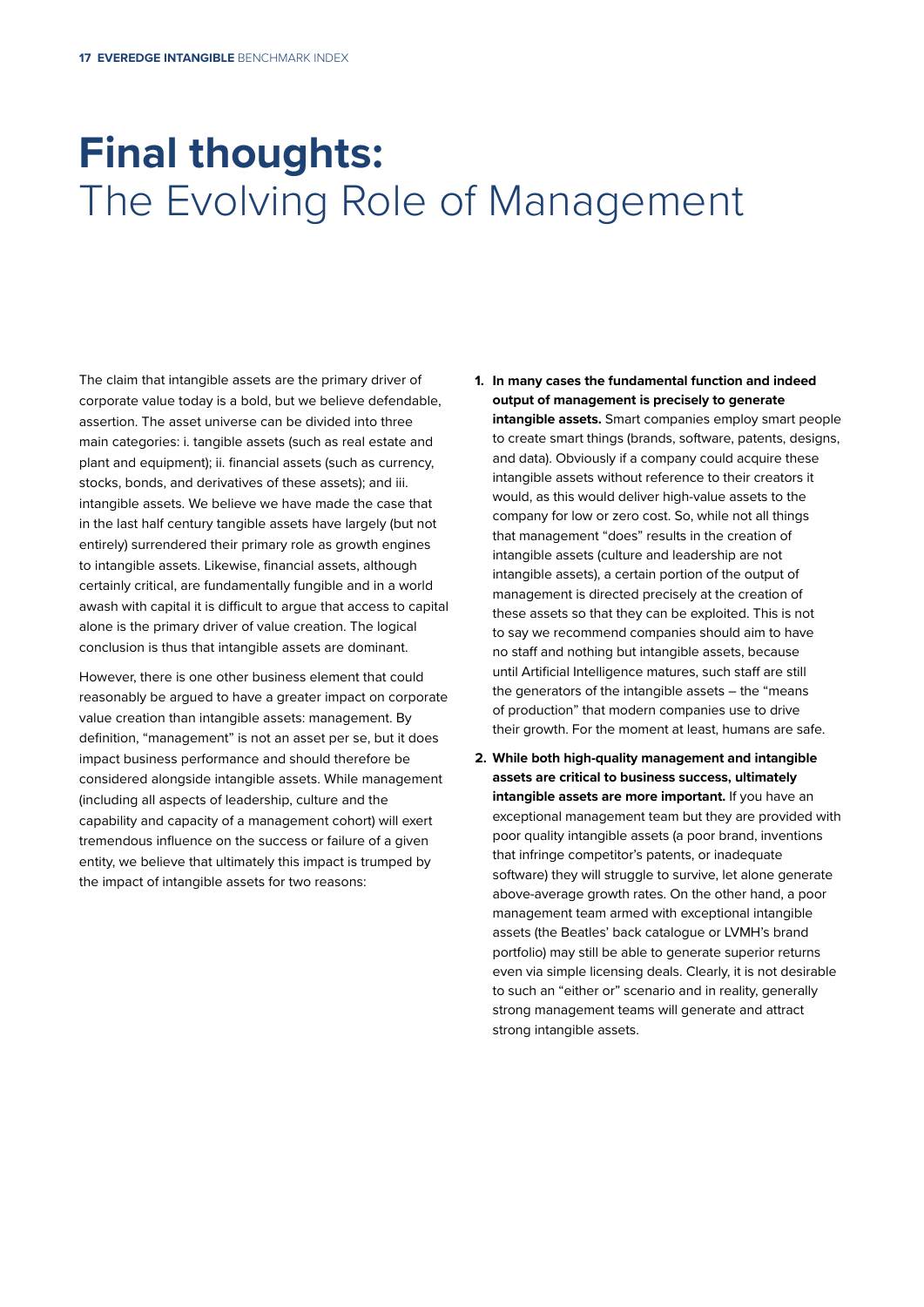# Final thoughts: The Evolving Role of Management

The claim that intangible assets are the primary driver of corporate value today is a bold, but we believe defendable, assertion. The asset universe can be divided into three main categories: i. tangible assets (such as real estate and plant and equipment); ii. financial assets (such as currency, stocks, bonds, and derivatives of these assets); and iii. intangible assets. We believe we have made the case that in the last half century tangible assets have largely (but not entirely) surrendered their primary role as growth engines to intangible assets. Likewise, financial assets, although certainly critical, are fundamentally fungible and in a world awash with capital it is difficult to argue that access to capital alone is the primary driver of value creation. The logical conclusion is thus that intangible assets are dominant.

However, there is one other business element that could reasonably be argued to have a greater impact on corporate value creation than intangible assets: management. By definition, "management" is not an asset per se, but it does impact business performance and should therefore be considered alongside intangible assets. While management (including all aspects of leadership, culture and the capability and capacity of a management cohort) will exert tremendous influence on the success or failure of a given entity, we believe that ultimately this impact is trumped by the impact of intangible assets for two reasons:

1. **In many cases the fundamental function and indeed output of management is precisely to generate intangible assets.** Smart companies employ smart people to create smart things (brands, software, patents, designs, and data). Obviously if a company could acquire these intangible assets without reference to their creators it would, as this would deliver high-value assets to the company for low or zero cost. So, while not all things that management "does" results in the creation of intangible assets (culture and leadership are not intangible assets), a certain portion of the output of management is directed precisely at the creation of these assets so that they can be exploited. This is not to say we recommend companies should aim to have no staff and nothing but intangible assets, because until Artificial Intelligence matures, such staff are still the generators of the intangible assets – the "means of production" that modern companies use to drive their growth. For the moment at least, humans are safe.
2. **While both high-quality management and intangible assets are critical to business success, ultimately intangible assets are more important.** If you have an exceptional management team but they are provided with poor quality intangible assets (a poor brand, inventions that infringe competitor's patents, or inadequate software) they will struggle to survive, let alone generate above-average growth rates. On the other hand, a poor management team armed with exceptional intangible assets (the Beatles' back catalogue or LVMH's brand portfolio) may still be able to generate superior returns even via simple licensing deals. Clearly, it is not desirable to such an "either or" scenario and in reality, generally strong management teams will generate and attract strong intangible assets.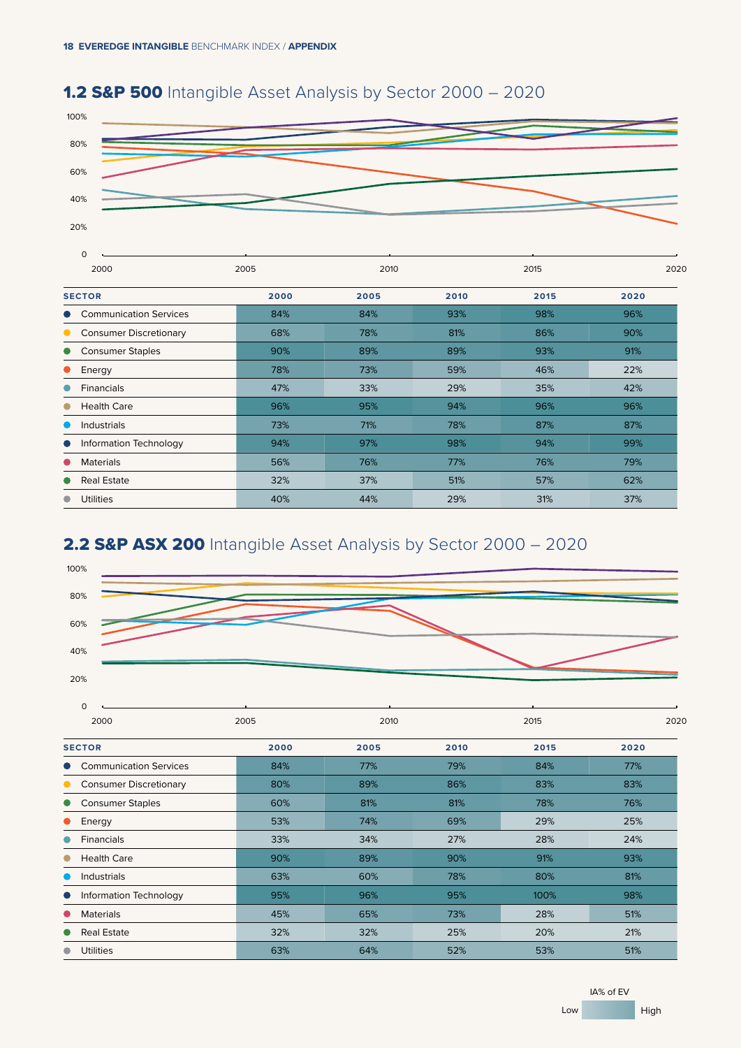## 1.2 S&P 500 Intangible Asset Analysis by Sector 2000 – 2020

| SECTOR | 2000 | 2005 | 2010 | 2015 | 2020 |
|---|---|---|---|---|---|
| Communication Services | 84% | 84% | 93% | 98% | 96% |
| Consumer Discretionary | 68% | 78% | 81% | 86% | 90% |
| Consumer Staples | 90% | 89% | 89% | 93% | 91% |
| Energy | 78% | 73% | 59% | 46% | 22% |
| Financials | 47% | 33% | 29% | 35% | 42% |
| Health Care | 96% | 95% | 94% | 96% | 96% |
| Industrials | 73% | 71% | 78% | 87% | 87% |
| Information Technology | 94% | 97% | 98% | 94% | 99% |
| Materials | 56% | 76% | 77% | 76% | 79% |
| Real Estate | 32% | 37% | 51% | 57% | 62% |
| Utilities | 40% | 44% | 29% | 31% | 37% |

## 2.2 S&P ASX 200 Intangible Asset Analysis by Sector 2000 – 2020

| SECTOR | 2000 | 2005 | 2010 | 2015 | 2020 |
|---|---|---|---|---|---|
| Communication Services | 84% | 77% | 79% | 84% | 77% |
| Consumer Discretionary | 80% | 89% | 86% | 83% | 83% |
| Consumer Staples | 60% | 81% | 81% | 78% | 76% |
| Energy | 53% | 74% | 69% | 29% | 25% |
| Financials | 33% | 34% | 27% | 28% | 24% |
| Health Care | 90% | 89% | 90% | 91% | 93% |
| Industrials | 63% | 60% | 78% | 80% | 81% |
| Information Technology | 95% | 96% | 95% | 100% | 98% |
| Materials | 45% | 65% | 73% | 28% | 51% |
| Real Estate | 32% | 32% | 25% | 20% | 21% |
| Utilities | 63% | 64% | 52% | 53% | 51% |

IA% of EV: Low – High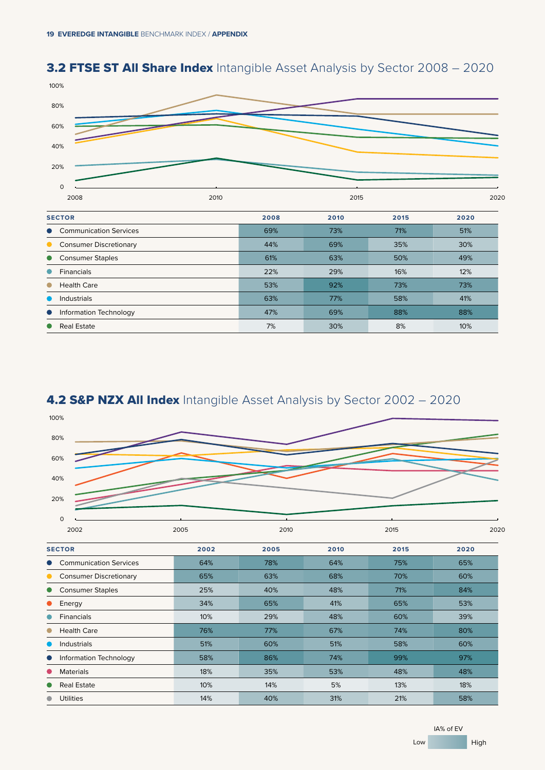## 3.2 FTSE ST All Share Index Intangible Asset Analysis by Sector 2008 – 2020

| SECTOR | 2008 | 2010 | 2015 | 2020 |
|---|---|---|---|---|
| Communication Services | 69% | 73% | 71% | 51% |
| Consumer Discretionary | 44% | 69% | 35% | 30% |
| Consumer Staples | 61% | 63% | 50% | 49% |
| Financials | 22% | 29% | 16% | 12% |
| Health Care | 53% | 92% | 73% | 73% |
| Industrials | 63% | 77% | 58% | 41% |
| Information Technology | 47% | 69% | 88% | 88% |
| Real Estate | 7% | 30% | 8% | 10% |

## 4.2 S&P NZX All Index Intangible Asset Analysis by Sector 2002 – 2020

| SECTOR | 2002 | 2005 | 2010 | 2015 | 2020 |
|---|---|---|---|---|---|
| Communication Services | 64% | 78% | 64% | 75% | 65% |
| Consumer Discretionary | 65% | 63% | 68% | 70% | 60% |
| Consumer Staples | 25% | 40% | 48% | 71% | 84% |
| Energy | 34% | 65% | 41% | 65% | 53% |
| Financials | 10% | 29% | 48% | 60% | 39% |
| Health Care | 76% | 77% | 67% | 74% | 80% |
| Industrials | 51% | 60% | 51% | 58% | 60% |
| Information Technology | 58% | 86% | 74% | 99% | 97% |
| Materials | 18% | 35% | 53% | 48% | 48% |
| Real Estate | 10% | 14% | 5% | 13% | 18% |
| Utilities | 14% | 40% | 31% | 21% | 58% |

IA% of EV: Low – High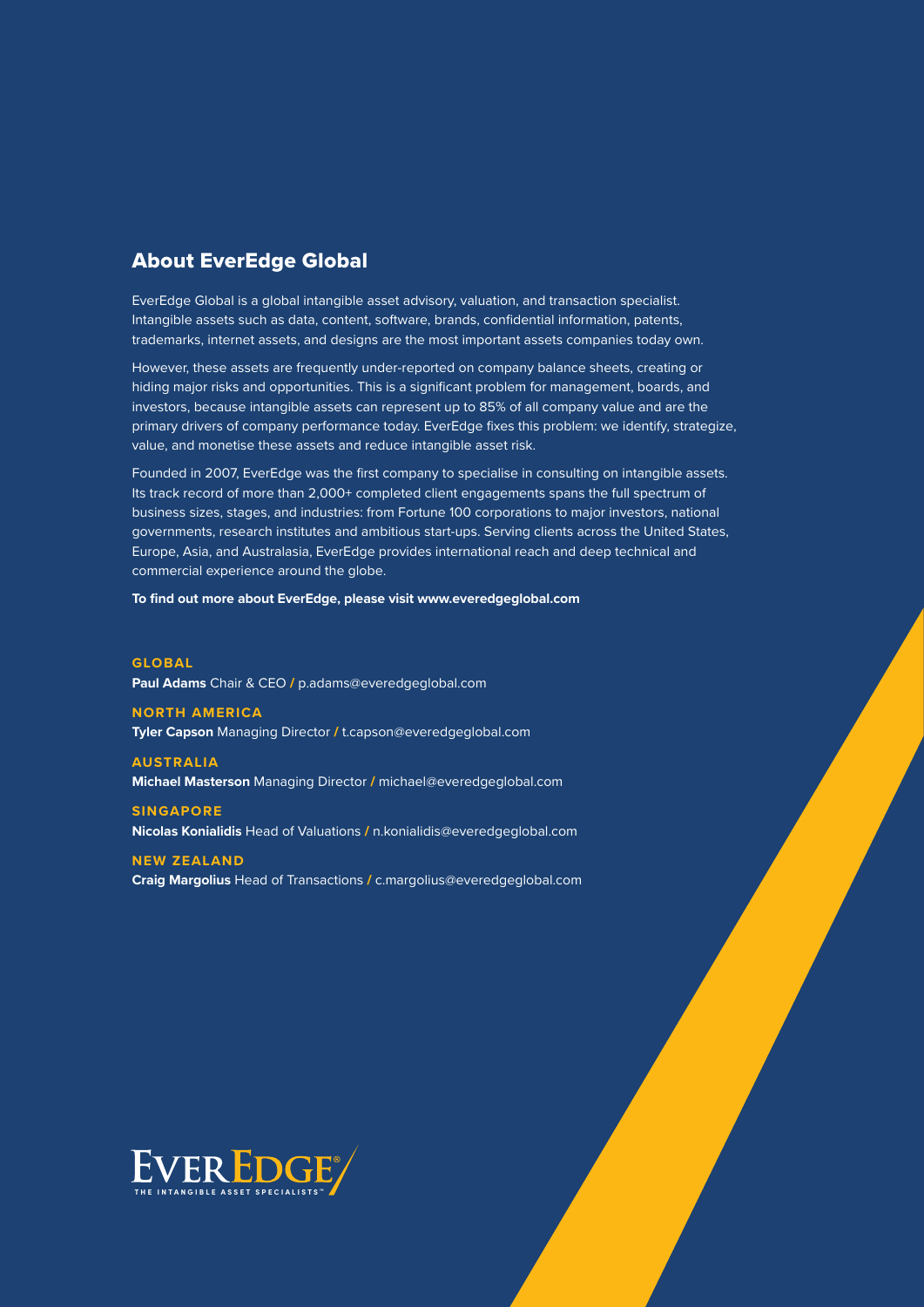## About EverEdge Global

EverEdge Global is a global intangible asset advisory, valuation, and transaction specialist. Intangible assets such as data, content, software, brands, confidential information, patents, trademarks, internet assets, and designs are the most important assets companies today own.

However, these assets are frequently under-reported on company balance sheets, creating or hiding major risks and opportunities. This is a significant problem for management, boards, and investors, because intangible assets can represent up to 85% of all company value and are the primary drivers of company performance today. EverEdge fixes this problem: we identify, strategize, value, and monetise these assets and reduce intangible asset risk.

Founded in 2007, EverEdge was the first company to specialise in consulting on intangible assets. Its track record of more than 2,000+ completed client engagements spans the full spectrum of business sizes, stages, and industries: from Fortune 100 corporations to major investors, national governments, research institutes and ambitious start-ups. Serving clients across the United States, Europe, Asia, and Australasia, EverEdge provides international reach and deep technical and commercial experience around the globe.

**To find out more about EverEdge, please visit www.everedgeglobal.com**

**GLOBAL**
**Paul Adams** Chair & CEO / p.adams@everedgeglobal.com

**NORTH AMERICA**
**Tyler Capson** Managing Director / t.capson@everedgeglobal.com

**AUSTRALIA**
**Michael Masterson** Managing Director / michael@everedgeglobal.com

**SINGAPORE**
**Nicolas Konialidis** Head of Valuations / n.konialidis@everedgeglobal.com

**NEW ZEALAND**
**Craig Margolius** Head of Transactions / c.margolius@everedgeglobal.com

EVEREDGE®
THE INTANGIBLE ASSET SPECIALISTS™